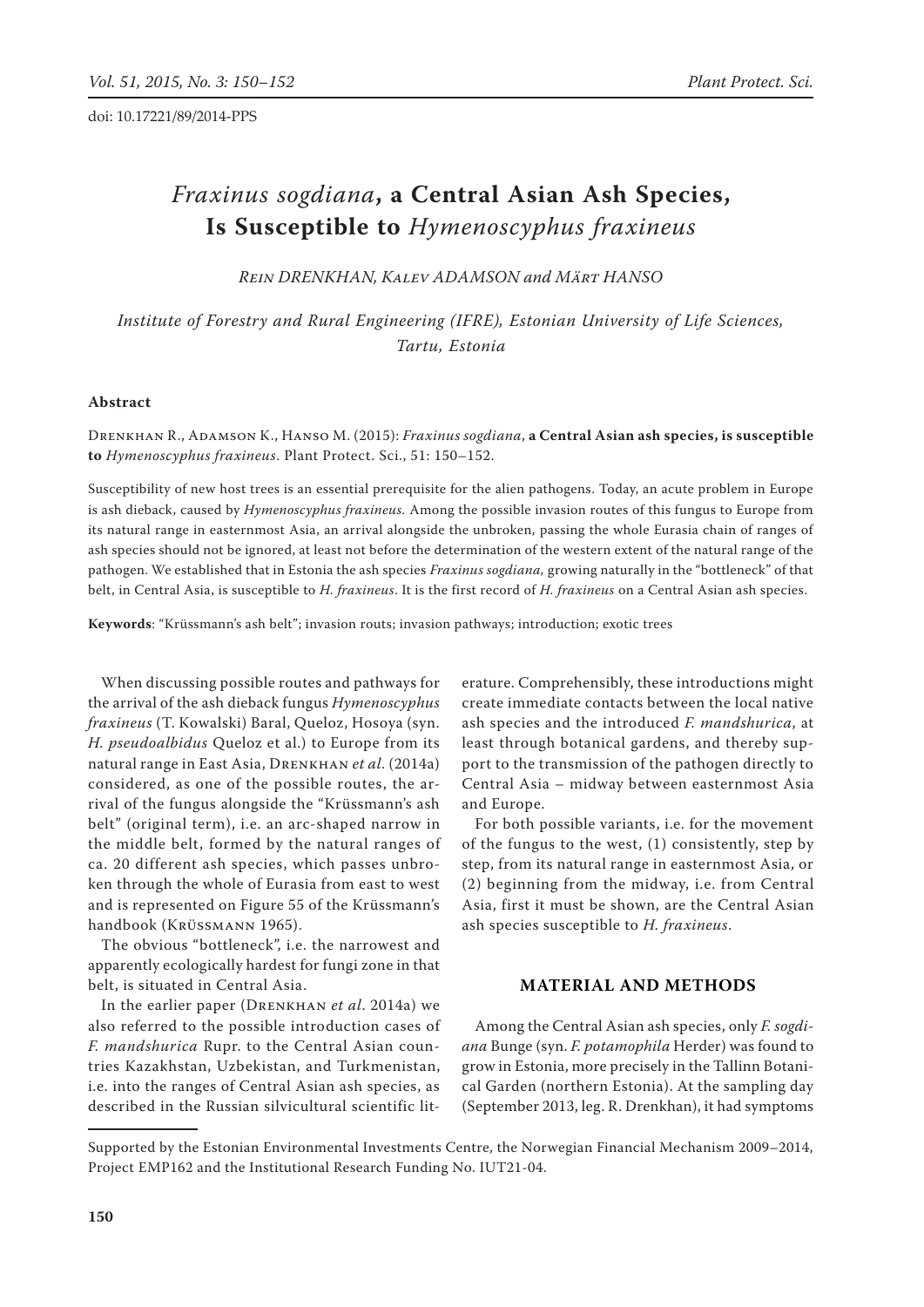doi: 10.17221/89/2014-PPS

# *Fraxinus sogdiana*, a Central Asian Ash Species, Is Susceptible to *Hymenoscyphus fraxineus*

Rein DRENKHAN, Kalev ADAMSON and Märt HANSO

*Institute of Forestry and Rural Engineering (IFRE), Estonian University of Life Sciences, Tartu, Estonia*

## Abstract

Drenkhan R., Adamson K., Hanso M. (2015): *Fraxinus sogdiana*, **a Central Asian ash species, is susceptible to** *Hymenoscyphus fraxineus*. Plant Protect. Sci., 51: 150–152.

Susceptibility of new host trees is an essential prerequisite for the alien pathogens. Today, an acute problem in Europe is ash dieback, caused by *Hymenoscyphus fraxineus.* Among the possible invasion routes of this fungus to Europe from its natural range in easternmost Asia, an arrival alongside the unbroken, passing the whole Eurasia chain of ranges of ash species should not be ignored, at least not before the determination of the western extent of the natural range of the pathogen. We established that in Estonia the ash species *Fraxinus sogdiana,* growing naturally in the "bottleneck" of that belt, in Central Asia, is susceptible to *H. fraxineus*. It is the first record of *H. fraxineus* on a Central Asian ash species.

**Keywords**: "Krüssmann's ash belt"; invasion routs; invasion pathways; introduction; exotic trees

When discussing possible routes and pathways for the arrival of the ash dieback fungus *Hymenoscyphus fraxineus* (T. Kowalski) Baral, Queloz, Hosoya (syn. *H. pseudoalbidus* Queloz et al.) to Europe from its natural range in East Asia, Drenkhan *et al*. (2014a) considered, as one of the possible routes, the arrival of the fungus alongside the "Krüssmann's ash belt" (original term), i.e. an arc-shaped narrow in the middle belt, formed by the natural ranges of ca. 20 different ash species, which passes unbroken through the whole of Eurasia from east to west and is represented on Figure 55 of the Krüssmann's handbook (Krüssmann 1965).

The obvious "bottleneck", i.e. the narrowest and apparently ecologically hardest for fungi zone in that belt, is situated in Central Asia.

In the earlier paper (Drenkhan *et al*. 2014a) we also referred to the possible introduction cases of *F. mandshurica* Rupr. to the Central Asian countries Kazakhstan, Uzbekistan, and Turkmenistan, i.e. into the ranges of Central Asian ash species, as described in the Russian silvicultural scientific literature. Comprehensibly, these introductions might create immediate contacts between the local native ash species and the introduced *F. mandshurica*, at least through botanical gardens, and thereby support to the transmission of the pathogen directly to Central Asia – midway between easternmost Asia and Europe.

For both possible variants, i.e. for the movement of the fungus to the west, (1) consistently, step by step, from its natural range in easternmost Asia, or (2) beginning from the midway, i.e. from Central Asia, first it must be shown, are the Central Asian ash species susceptible to *H. fraxineus*.

## MATERIAL AND METHODS

Among the Central Asian ash species, only *F. sogdiana* Bunge (syn. *F. potamophila* Herder) was found to grow in Estonia, more precisely in the Tallinn Botanical Garden (northern Estonia). At the sampling day (September 2013, leg. R. Drenkhan), it had symptoms

Supported by the Estonian Environmental Investments Centre, the Norwegian Financial Mechanism 2009–2014, Project EMP162 and the Institutional Research Funding No. IUT21-04.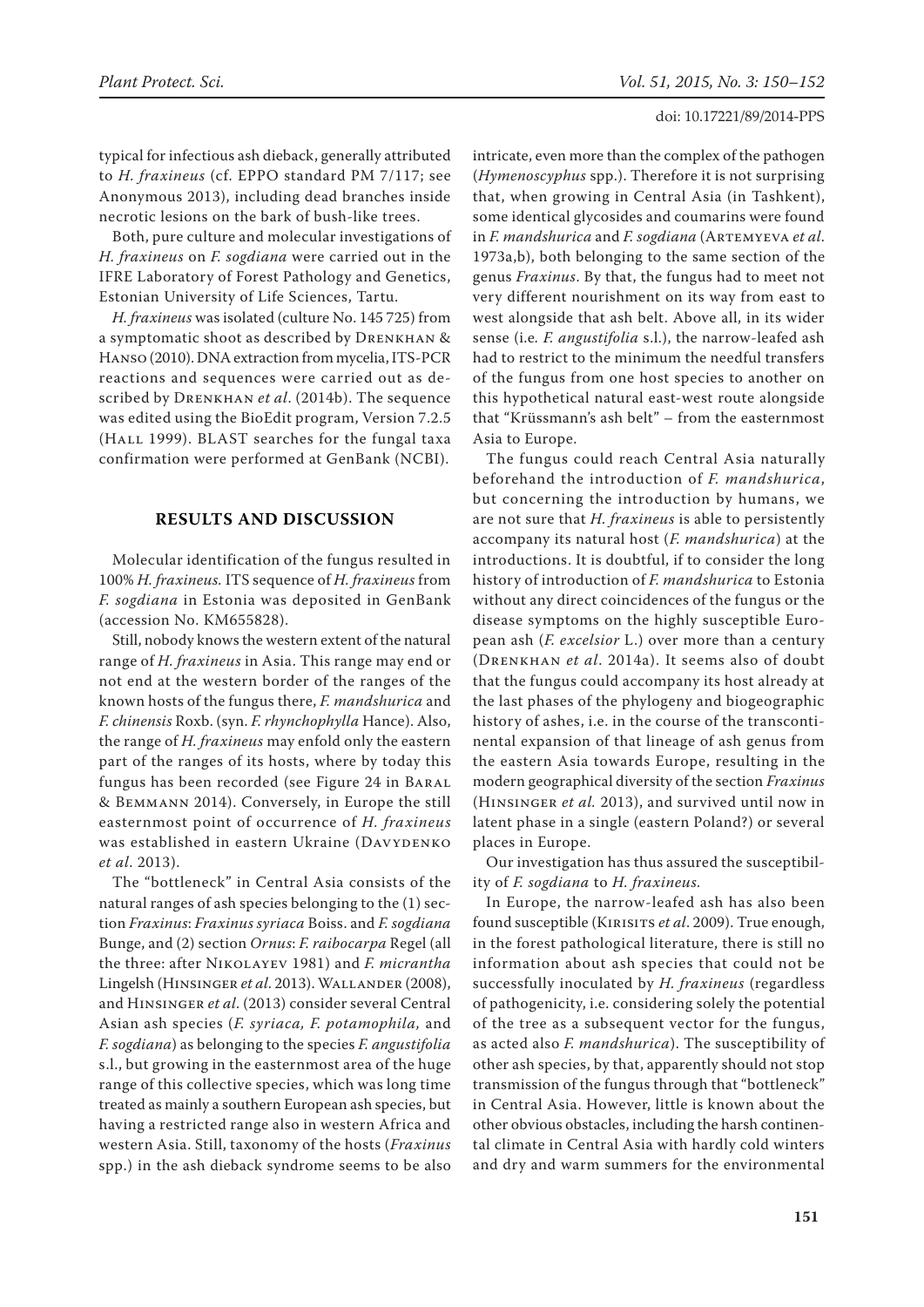typical for infectious ash dieback, generally attributed to *H. fraxineus* (cf. EPPO standard PM 7/117; see Anonymous 2013), including dead branches inside necrotic lesions on the bark of bush-like trees.

Both, pure culture and molecular investigations of *H. fraxineus* on *F. sogdiana* were carried out in the IFRE Laboratory of Forest Pathology and Genetics, Estonian University of Life Sciences, Tartu.

*H. fraxineus* was isolated (culture No. 145 725) from a symptomatic shoot as described by Drenkhan & Hanso (2010). DNA extraction from mycelia, ITS-PCR reactions and sequences were carried out as described by Drenkhan *et al*. (2014b). The sequence was edited using the BioEdit program, Version 7.2.5 (Hall 1999). BLAST searches for the fungal taxa confirmation were performed at GenBank (NCBI).

## RESULTS AND DISCUSSION

Molecular identification of the fungus resulted in 100% *H. fraxineus.* ITS sequence of *H. fraxineus* from *F. sogdiana* in Estonia was deposited in GenBank (accession No. KM655828).

Still, nobody knows the western extent of the natural range of *H. fraxineus* in Asia. This range may end or not end at the western border of the ranges of the known hosts of the fungus there, *F. mandshurica* and *F. chinensis* Roxb. (syn. *F. rhynchophylla* Hance). Also, the range of *H. fraxineus* may enfold only the eastern part of the ranges of its hosts, where by today this fungus has been recorded (see Figure 24 in Baral & Bemmann 2014). Conversely, in Europe the still easternmost point of occurrence of *H. fraxineus* was established in eastern Ukraine (Davydenko *et al*. 2013).

The "bottleneck" in Central Asia consists of the natural ranges of ash species belonging to the (1) section *Fraxinus*: *Fraxinus syriaca* Boiss. and *F. sogdiana* Bunge, and (2) section *Ornus*: *F. raibocarpa* Regel (all the three: after Nikolayev 1981) and *F. micrantha* Lingelsh (Hinsinger *et al*. 2013). Wallander (2008), and Hinsinger *et al*. (2013) consider several Central Asian ash species (*F. syriaca, F. potamophila,* and *F. sogdiana*) as belonging to the species *F. angustifolia* s.l., but growing in the easternmost area of the huge range of this collective species, which was long time treated as mainly a southern European ash species, but having a restricted range also in western Africa and western Asia. Still, taxonomy of the hosts (*Fraxinus* spp.) in the ash dieback syndrome seems to be also intricate, even more than the complex of the pathogen (*Hymenoscyphus* spp.). Therefore it is not surprising that, when growing in Central Asia (in Tashkent), some identical glycosides and coumarins were found in *F. mandshurica* and *F. sogdiana* (Artemyeva *et al*. 1973a,b), both belonging to the same section of the genus *Fraxinus*. By that, the fungus had to meet not very different nourishment on its way from east to west alongside that ash belt. Above all, in its wider sense (i.e. *F. angustifolia* s.l.), the narrow-leafed ash had to restrict to the minimum the needful transfers of the fungus from one host species to another on this hypothetical natural east-west route alongside that "Krüssmann's ash belt" – from the easternmost Asia to Europe.

The fungus could reach Central Asia naturally beforehand the introduction of *F. mandshurica*, but concerning the introduction by humans, we are not sure that *H. fraxineus* is able to persistently accompany its natural host (*F. mandshurica*) at the introductions. It is doubtful, if to consider the long history of introduction of *F. mandshurica* to Estonia without any direct coincidences of the fungus or the disease symptoms on the highly susceptible European ash (*F. excelsior* L.) over more than a century (Drenkhan *et al*. 2014a). It seems also of doubt that the fungus could accompany its host already at the last phases of the phylogeny and biogeographic history of ashes, i.e. in the course of the transcontinental expansion of that lineage of ash genus from the eastern Asia towards Europe, resulting in the modern geographical diversity of the section *Fraxinus* (Hinsinger *et al.* 2013), and survived until now in latent phase in a single (eastern Poland?) or several places in Europe.

Our investigation has thus assured the susceptibility of *F. sogdiana* to *H. fraxineus.*

In Europe, the narrow-leafed ash has also been found susceptible (Kirisits *et al*. 2009). True enough, in the forest pathological literature, there is still no information about ash species that could not be successfully inoculated by *H. fraxineus* (regardless of pathogenicity, i.e. considering solely the potential of the tree as a subsequent vector for the fungus, as acted also *F. mandshurica*). The susceptibility of other ash species, by that, apparently should not stop transmission of the fungus through that "bottleneck" in Central Asia. However, little is known about the other obvious obstacles, including the harsh continental climate in Central Asia with hardly cold winters and dry and warm summers for the environmental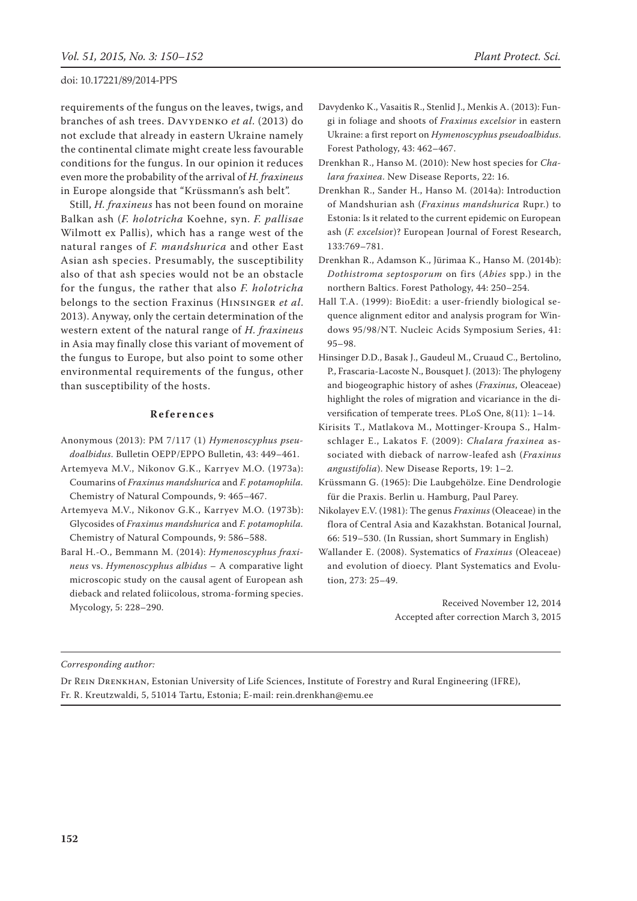requirements of the fungus on the leaves, twigs, and branches of ash trees. Davydenko *et al.* (2013) do not exclude that already in eastern Ukraine namely the continental climate might create less favourable conditions for the fungus. In our opinion it reduces even more the probability of the arrival of *H. fraxineus* in Europe alongside that "Krüssmann's ash belt".

Still, *H. fraxineus* has not been found on moraine Balkan ash (*F. holotricha* Koehne, syn. *F. pallisae* Wilmott ex Pallis), which has a range west of the natural ranges of *F. mandshurica* and other East Asian ash species. Presumably, the susceptibility also of that ash species would not be an obstacle for the fungus, the rather that also *F. holotricha* belongs to the section Fraxinus (Hinsinger *et al.* 2013). Anyway, only the certain determination of the western extent of the natural range of *H. fraxineus* in Asia may finally close this variant of movement of the fungus to Europe, but also point to some other environmental requirements of the fungus, other than susceptibility of the hosts.

## References

Anonymous (2013): PM 7/117 (1) *Hymenoscyphus pseudoalbidus*. Bulletin OEPP/EPPO Bulletin, 43: 449–461.

Artemyeva M.V., Nikonov G.K., Karryev M.O. (1973a): Coumarins of *Fraxinus mandshurica* and *F. potamophila*. Chemistry of Natural Compounds, 9: 465–467.

Artemyeva M.V., Nikonov G.K., Karryev M.O. (1973b): Glycosides of *Fraxinus mandshurica* and *F. potamophila*. Chemistry of Natural Compounds, 9: 586–588.

Baral H.-O., Bemmann M. (2014): *Hymenoscyphus fraxineus* vs. *Hymenoscyphus albidus* – A comparative light microscopic study on the causal agent of European ash dieback and related foliicolous, stroma-forming species. Mycology, 5: 228–290.

Davydenko K., Vasaitis R., Stenlid J., Menkis A. (2013): Fungi in foliage and shoots of *Fraxinus excelsior* in eastern Ukraine: a first report on *Hymenoscyphus pseudoalbidus*. Forest Pathology, 43: 462–467.

Drenkhan R., Hanso M. (2010): New host species for *Chalara fraxinea*. New Disease Reports, 22: 16.

Drenkhan R., Sander H., Hanso M. (2014a): Introduction of Mandshurian ash (*Fraxinus mandshurica* Rupr.) to Estonia: Is it related to the current epidemic on European ash (*F. excelsior*)? European Journal of Forest Research, 133:769–781.

Drenkhan R., Adamson K., Jürimaa K., Hanso M. (2014b): *Dothistroma septosporum* on firs (*Abies* spp.) in the northern Baltics. Forest Pathology, 44: 250–254.

Hall T.A. (1999): BioEdit: a user-friendly biological sequence alignment editor and analysis program for Windows 95/98/NT. Nucleic Acids Symposium Series, 41: 95–98.

Hinsinger D.D., Basak J., Gaudeul M., Cruaud C., Bertolino, P., Frascaria-Lacoste N., Bousquet J. (2013): The phylogeny and biogeographic history of ashes (*Fraxinus*, Oleaceae) highlight the roles of migration and vicariance in the diversification of temperate trees. PLoS One, 8(11): 1–14.

Kirisits T., Matlakova M., Mottinger-Kroupa S., Halmschlager E., Lakatos F. (2009): *Chalara fraxinea* associated with dieback of narrow-leafed ash (*Fraxinus angustifolia*). New Disease Reports, 19: 1–2.

Krüssmann G. (1965): Die Laubgehölze. Eine Dendrologie für die Praxis. Berlin u. Hamburg, Paul Parey.

Nikolayev E.V. (1981): The genus *Fraxinus* (Oleaceae) in the flora of Central Asia and Kazakhstan. Botanical Journal, 66: 519–530. (In Russian, short Summary in English)

Wallander E. (2008). Systematics of *Fraxinus* (Oleaceae) and evolution of dioecy. Plant Systematics and Evolution, 273: 25–49.

Received November 12, 2014
Accepted after correction March 3, 2015

*Corresponding author:*

Dr Rein Drenkhan, Estonian University of Life Sciences, Institute of Forestry and Rural Engineering (IFRE), Fr. R. Kreutzwaldi, 5, 51014 Tartu, Estonia; E-mail: rein.drenkhan@emu.ee